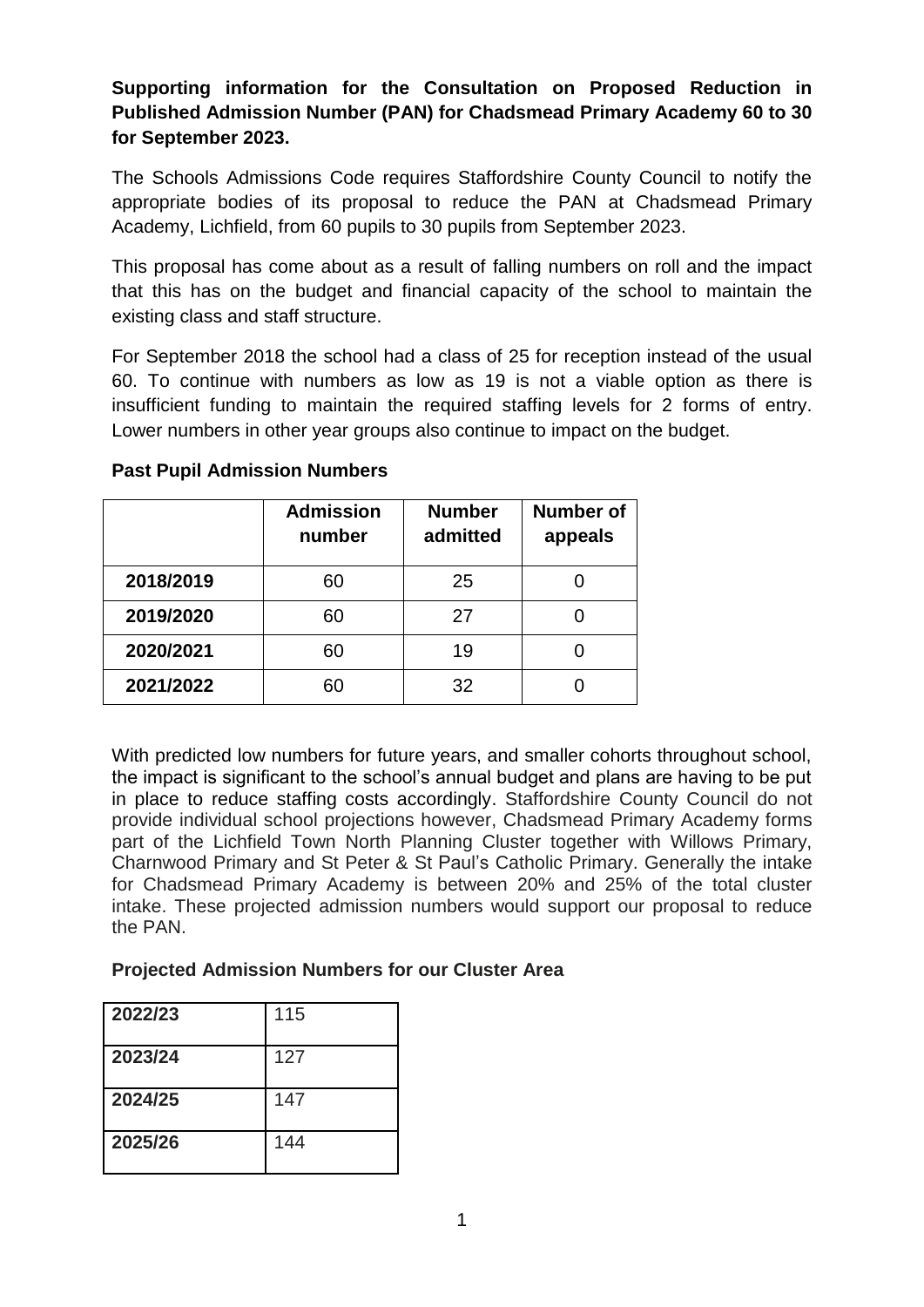**Supporting information for the Consultation on Proposed Reduction in Published Admission Number (PAN) for Chadsmead Primary Academy 60 to 30 for September 2023.**

The Schools Admissions Code requires Staffordshire County Council to notify the appropriate bodies of its proposal to reduce the PAN at Chadsmead Primary Academy, Lichfield, from 60 pupils to 30 pupils from September 2023.

This proposal has come about as a result of falling numbers on roll and the impact that this has on the budget and financial capacity of the school to maintain the existing class and staff structure.

For September 2018 the school had a class of 25 for reception instead of the usual 60. To continue with numbers as low as 19 is not a viable option as there is insufficient funding to maintain the required staffing levels for 2 forms of entry. Lower numbers in other year groups also continue to impact on the budget.

**Past Pupil Admission Numbers**

| | Admission number | Number admitted | Number of appeals |
|---|---|---|---|
| **2018/2019** | 60 | 25 | 0 |
| **2019/2020** | 60 | 27 | 0 |
| **2020/2021** | 60 | 19 | 0 |
| **2021/2022** | 60 | 32 | 0 |

With predicted low numbers for future years, and smaller cohorts throughout school, the impact is significant to the school's annual budget and plans are having to be put in place to reduce staffing costs accordingly. Staffordshire County Council do not provide individual school projections however, Chadsmead Primary Academy forms part of the Lichfield Town North Planning Cluster together with Willows Primary, Charnwood Primary and St Peter & St Paul's Catholic Primary. Generally the intake for Chadsmead Primary Academy is between 20% and 25% of the total cluster intake. These projected admission numbers would support our proposal to reduce the PAN.

**Projected Admission Numbers for our Cluster Area**

| | |
|---|---|
| **2022/23** | 115 |
| **2023/24** | 127 |
| **2024/25** | 147 |
| **2025/26** | 144 |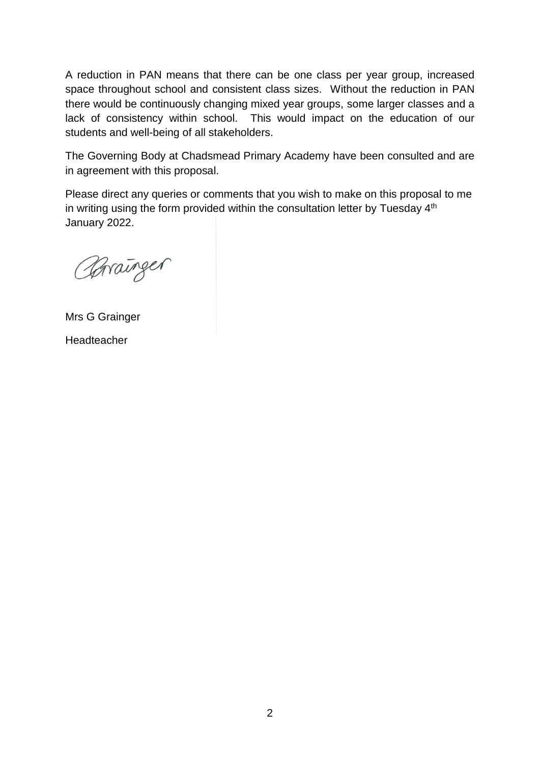A reduction in PAN means that there can be one class per year group, increased space throughout school and consistent class sizes. Without the reduction in PAN there would be continuously changing mixed year groups, some larger classes and a lack of consistency within school. This would impact on the education of our students and well-being of all stakeholders.

The Governing Body at Chadsmead Primary Academy have been consulted and are in agreement with this proposal.

Please direct any queries or comments that you wish to make on this proposal to me in writing using the form provided within the consultation letter by Tuesday 4th January 2022.

Grainger

Mrs G Grainger

Headteacher